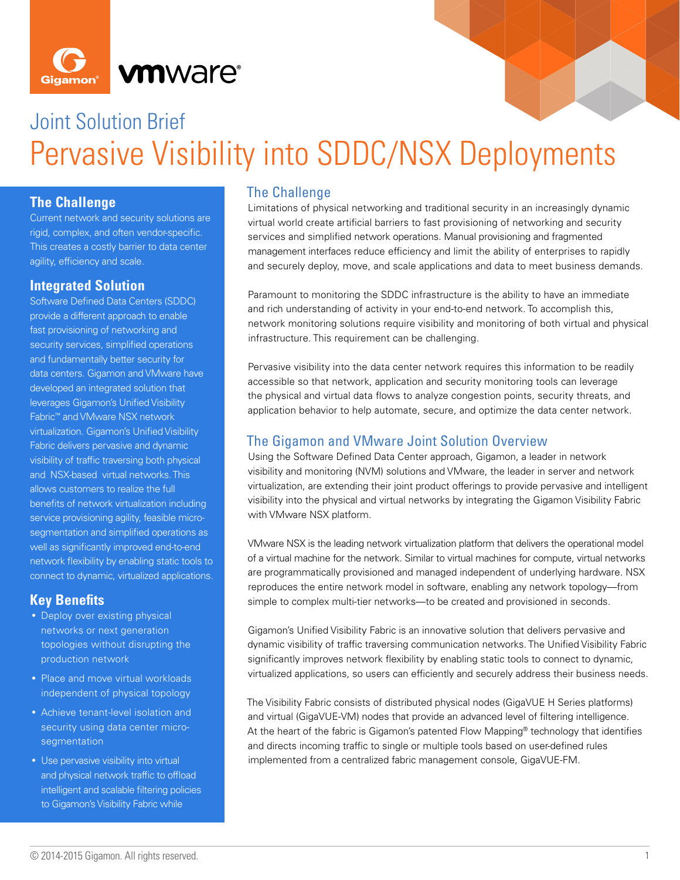Joint Solution Brief

# Pervasive Visibility into SDDC/NSX Deployments

## The Challenge

Current network and security solutions are rigid, complex, and often vendor-specific. This creates a costly barrier to data center agility, efficiency and scale.

## Integrated Solution

Software Defined Data Centers (SDDC) provide a different approach to enable fast provisioning of networking and security services, simplified operations and fundamentally better security for data centers. Gigamon and VMware have developed an integrated solution that leverages Gigamon's Unified Visibility Fabric™ and VMware NSX network virtualization. Gigamon's Unified Visibility Fabric delivers pervasive and dynamic visibility of traffic traversing both physical and NSX-based virtual networks. This allows customers to realize the full benefits of network virtualization including service provisioning agility, feasible micro-segmentation and simplified operations as well as significantly improved end-to-end network flexibility by enabling static tools to connect to dynamic, virtualized applications.

## Key Benefits

- Deploy over existing physical networks or next generation topologies without disrupting the production network
- Place and move virtual workloads independent of physical topology
- Achieve tenant-level isolation and security using data center micro-segmentation
- Use pervasive visibility into virtual and physical network traffic to offload intelligent and scalable filtering policies to Gigamon's Visibility Fabric while

## The Challenge

Limitations of physical networking and traditional security in an increasingly dynamic virtual world create artificial barriers to fast provisioning of networking and security services and simplified network operations. Manual provisioning and fragmented management interfaces reduce efficiency and limit the ability of enterprises to rapidly and securely deploy, move, and scale applications and data to meet business demands.

Paramount to monitoring the SDDC infrastructure is the ability to have an immediate and rich understanding of activity in your end-to-end network. To accomplish this, network monitoring solutions require visibility and monitoring of both virtual and physical infrastructure. This requirement can be challenging.

Pervasive visibility into the data center network requires this information to be readily accessible so that network, application and security monitoring tools can leverage the physical and virtual data flows to analyze congestion points, security threats, and application behavior to help automate, secure, and optimize the data center network.

## The Gigamon and VMware Joint Solution Overview

Using the Software Defined Data Center approach, Gigamon, a leader in network visibility and monitoring (NVM) solutions and VMware, the leader in server and network virtualization, are extending their joint product offerings to provide pervasive and intelligent visibility into the physical and virtual networks by integrating the Gigamon Visibility Fabric with VMware NSX platform.

VMware NSX is the leading network virtualization platform that delivers the operational model of a virtual machine for the network. Similar to virtual machines for compute, virtual networks are programmatically provisioned and managed independent of underlying hardware. NSX reproduces the entire network model in software, enabling any network topology—from simple to complex multi-tier networks—to be created and provisioned in seconds.

Gigamon's Unified Visibility Fabric is an innovative solution that delivers pervasive and dynamic visibility of traffic traversing communication networks. The Unified Visibility Fabric significantly improves network flexibility by enabling static tools to connect to dynamic, virtualized applications, so users can efficiently and securely address their business needs.

The Visibility Fabric consists of distributed physical nodes (GigaVUE H Series platforms) and virtual (GigaVUE-VM) nodes that provide an advanced level of filtering intelligence. At the heart of the fabric is Gigamon's patented Flow Mapping® technology that identifies and directs incoming traffic to single or multiple tools based on user-defined rules implemented from a centralized fabric management console, GigaVUE-FM.

© 2014-2015 Gigamon. All rights reserved.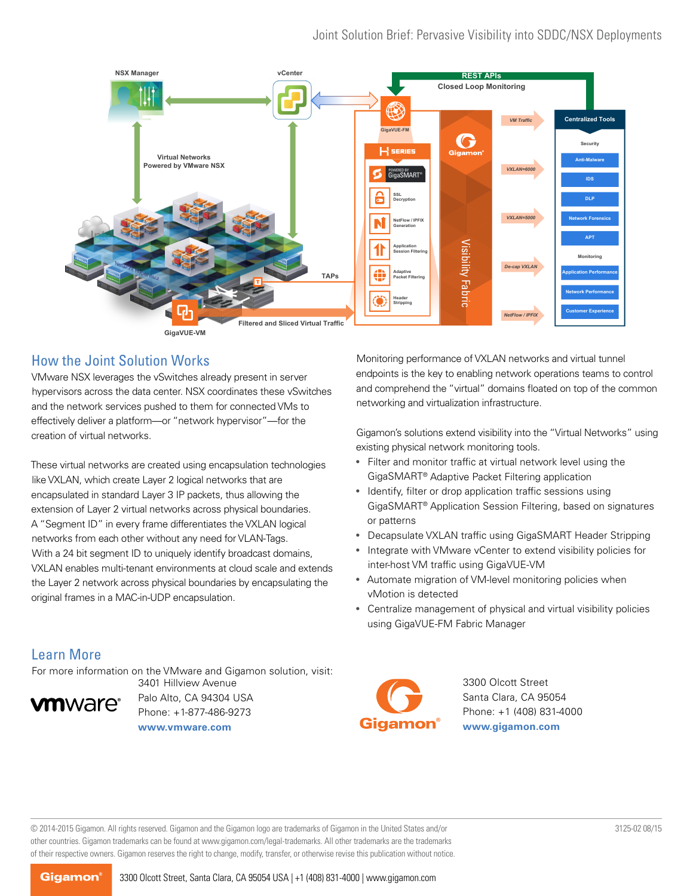NSX Manager

vCenter

REST APIs

Closed Loop Monitoring

GigaVUE-FM

Virtual Networks Powered by VMware NSX

H SERIES

POWERED BY GigaSMART®

SSL Decryption

NetFlow / IPFIX Generation

Application Session Filtering

Adaptive Packet Filtering

Header Stripping

Gigamon®

Visibility Fabric

VM Traffic

VXLAN=6000

VXLAN=5000

De-cap VXLAN

NetFlow / IPFIX

Centralized Tools

Security

Anti-Malware

IDS

DLP

Network Forensics

APT

Monitoring

Application Performance

Network Performance

Customer Experience

TAPs

Filtered and Sliced Virtual Traffic

GigaVUE-VM

## How the Joint Solution Works

VMware NSX leverages the vSwitches already present in server hypervisors across the data center. NSX coordinates these vSwitches and the network services pushed to them for connected VMs to effectively deliver a platform—or "network hypervisor"—for the creation of virtual networks.

These virtual networks are created using encapsulation technologies like VXLAN, which create Layer 2 logical networks that are encapsulated in standard Layer 3 IP packets, thus allowing the extension of Layer 2 virtual networks across physical boundaries. A "Segment ID" in every frame differentiates the VXLAN logical networks from each other without any need for VLAN-Tags. With a 24 bit segment ID to uniquely identify broadcast domains, VXLAN enables multi-tenant environments at cloud scale and extends the Layer 2 network across physical boundaries by encapsulating the original frames in a MAC-in-UDP encapsulation.

Monitoring performance of VXLAN networks and virtual tunnel endpoints is the key to enabling network operations teams to control and comprehend the "virtual" domains floated on top of the common networking and virtualization infrastructure.

Gigamon's solutions extend visibility into the "Virtual Networks" using existing physical network monitoring tools.

- Filter and monitor traffic at virtual network level using the GigaSMART® Adaptive Packet Filtering application
- Identify, filter or drop application traffic sessions using GigaSMART® Application Session Filtering, based on signatures or patterns
- Decapsulate VXLAN traffic using GigaSMART Header Stripping
- Integrate with VMware vCenter to extend visibility policies for inter-host VM traffic using GigaVUE-VM
- Automate migration of VM-level monitoring policies when vMotion is detected
- Centralize management of physical and virtual visibility policies using GigaVUE-FM Fabric Manager

## Learn More

For more information on the VMware and Gigamon solution, visit:

vmware®

3401 Hillview Avenue
Palo Alto, CA 94304 USA
Phone: +1-877-486-9273
**www.vmware.com**

Gigamon®

3300 Olcott Street
Santa Clara, CA 95054
Phone: +1 (408) 831-4000
**www.gigamon.com**

© 2014-2015 Gigamon. All rights reserved. Gigamon and the Gigamon logo are trademarks of Gigamon in the United States and/or other countries. Gigamon trademarks can be found at www.gigamon.com/legal-trademarks. All other trademarks are the trademarks of their respective owners. Gigamon reserves the right to change, modify, transfer, or otherwise revise this publication without notice.

3125-02 08/15

Gigamon® 3300 Olcott Street, Santa Clara, CA 95054 USA | +1 (408) 831-4000 | www.gigamon.com